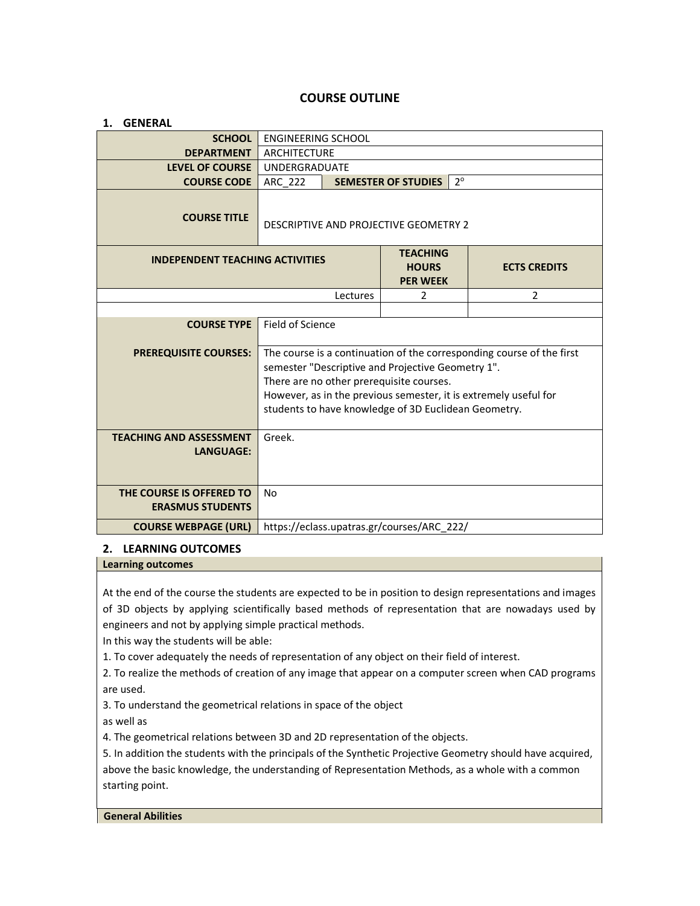# COURSE OUTLINE

## 1. GENERAL

| | | | |
|---|---|---|---|
| **SCHOOL** | ENGINEERING SCHOOL | | |
| **DEPARTMENT** | ARCHITECTURE | | |
| **LEVEL OF COURSE** | UNDERGRADUATE | | |
| **COURSE CODE** | ARC_222 | **SEMESTER OF STUDIES** | 2° |
| **COURSE TITLE** | DESCRIPTIVE AND PROJECTIVE GEOMETRY 2 | | |

| INDEPENDENT TEACHING ACTIVITIES | TEACHING HOURS PER WEEK | ECTS CREDITS |
|---|---|---|
| Lectures | 2 | 2 |
| | | |

| | |
|---|---|
| **COURSE TYPE** | Field of Science |
| **PREREQUISITE COURSES:** | The course is a continuation of the corresponding course of the first semester "Descriptive and Projective Geometry 1". There are no other prerequisite courses. However, as in the previous semester, it is extremely useful for students to have knowledge of 3D Euclidean Geometry. |
| **TEACHING AND ASSESSMENT LANGUAGE:** | Greek. |
| **THE COURSE IS OFFERED TO ERASMUS STUDENTS** | No |
| **COURSE WEBPAGE (URL)** | https://eclass.upatras.gr/courses/ARC_222/ |

## 2. LEARNING OUTCOMES

**Learning outcomes**

At the end of the course the students are expected to be in position to design representations and images of 3D objects by applying scientifically based methods of representation that are nowadays used by engineers and not by applying simple practical methods.

In this way the students will be able:

1. To cover adequately the needs of representation of any object on their field of interest.
2. To realize the methods of creation of any image that appear on a computer screen when CAD programs are used.
3. To understand the geometrical relations in space of the object

as well as

4. The geometrical relations between 3D and 2D representation of the objects.
5. In addition the students with the principals of the Synthetic Projective Geometry should have acquired, above the basic knowledge, the understanding of Representation Methods, as a whole with a common starting point.

**General Abilities**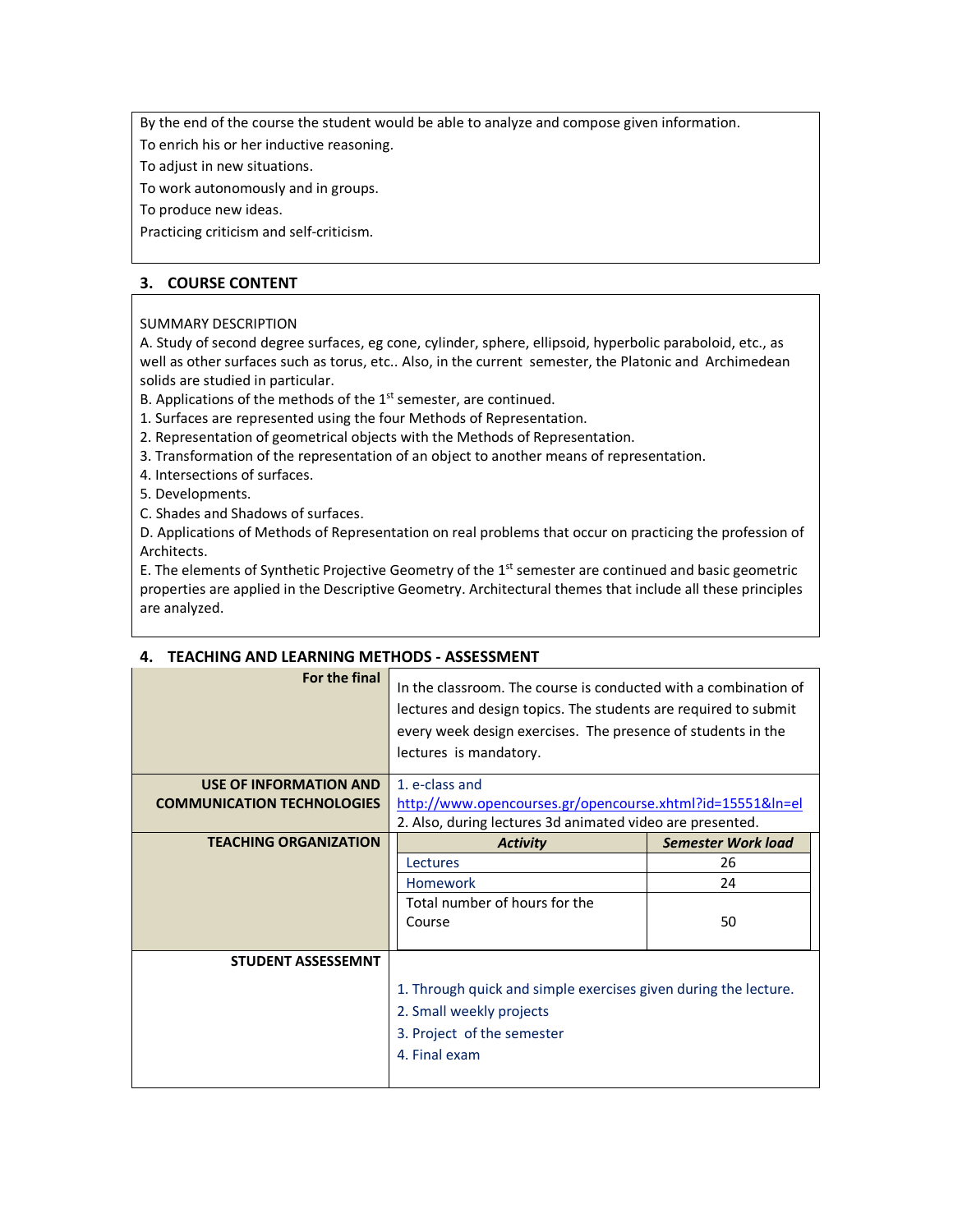By the end of the course the student would be able to analyze and compose given information.

To enrich his or her inductive reasoning.

To adjust in new situations.

To work autonomously and in groups.

To produce new ideas.

Practicing criticism and self-criticism.

## 3. COURSE CONTENT

SUMMARY DESCRIPTION

A. Study of second degree surfaces, eg cone, cylinder, sphere, ellipsoid, hyperbolic paraboloid, etc., as well as other surfaces such as torus, etc.. Also, in the current semester, the Platonic and Archimedean solids are studied in particular.

B. Applications of the methods of the 1st semester, are continued.

1. Surfaces are represented using the four Methods of Representation.
2. Representation of geometrical objects with the Methods of Representation.
3. Transformation of the representation of an object to another means of representation.
4. Intersections of surfaces.
5. Developments.

C. Shades and Shadows of surfaces.

D. Applications of Methods of Representation on real problems that occur on practicing the profession of Architects.

E. The elements of Synthetic Projective Geometry of the 1st semester are continued and basic geometric properties are applied in the Descriptive Geometry. Architectural themes that include all these principles are analyzed.

## 4. TEACHING AND LEARNING METHODS - ASSESSMENT

| | |
|---|---|
| **For the final** | In the classroom. The course is conducted with a combination of lectures and design topics. The students are required to submit every week design exercises. The presence of students in the lectures is mandatory. |
| **USE OF INFORMATION AND COMMUNICATION TECHNOLOGIES** | 1. e-class and http://www.opencourses.gr/opencourse.xhtml?id=15551&ln=el<br>2. Also, during lectures 3d animated video are presented. |
| **TEACHING ORGANIZATION** | *see table below* |
| **STUDENT ASSESSEMNT** | 1. Through quick and simple exercises given during the lecture.<br>2. Small weekly projects<br>3. Project of the semester<br>4. Final exam |

**TEACHING ORGANIZATION**

| *Activity* | *Semester Work load* |
|---|---|
| Lectures | 26 |
| Homework | 24 |
| Total number of hours for the Course | 50 |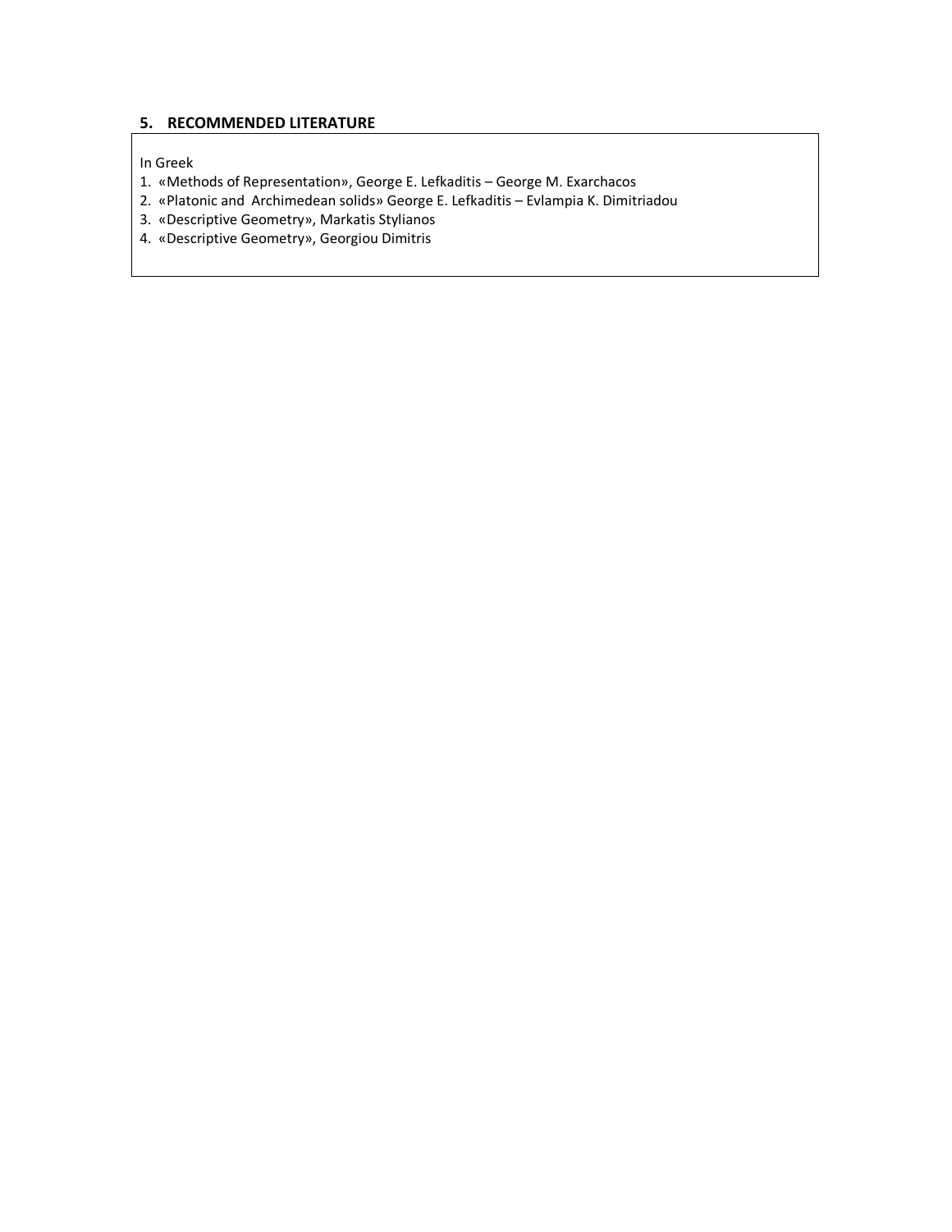## 5. RECOMMENDED LITERATURE

In Greek

1. «Methods of Representation», George E. Lefkaditis – George M. Exarchacos
2. «Platonic and Archimedean solids» George E. Lefkaditis – Evlampia K. Dimitriadou
3. «Descriptive Geometry», Markatis Stylianos
4. «Descriptive Geometry», Georgiou Dimitris